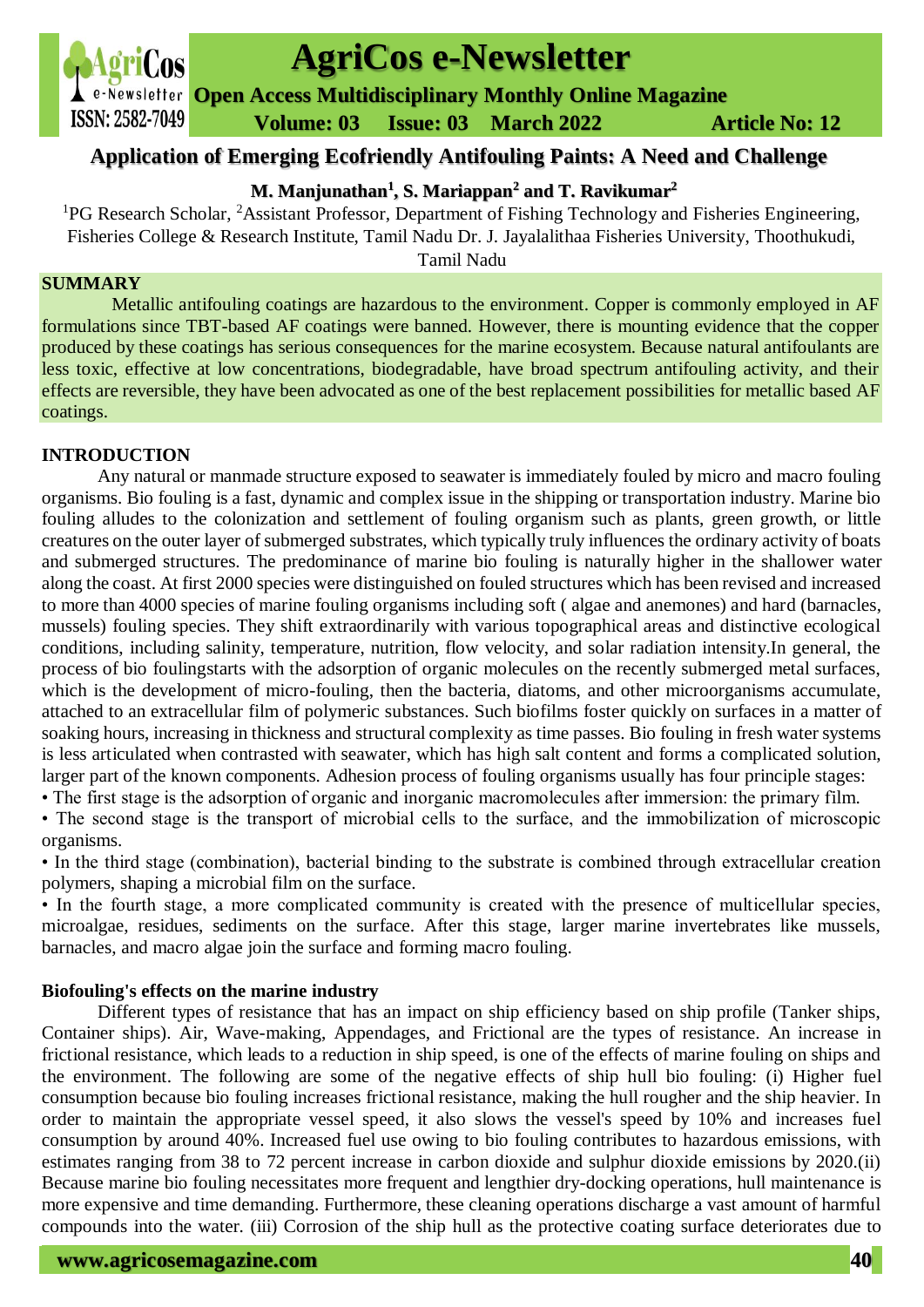# Application of Emerging Ecofriendly Antifouling Paints: A Need and Challenge

**M. Manjunathan[1], S. Mariappan[2] and T. Ravikumar[2]**

[1]PG Research Scholar, [2]Assistant Professor, Department of Fishing Technology and Fisheries Engineering, Fisheries College & Research Institute, Tamil Nadu Dr. J. Jayalalithaa Fisheries University, Thoothukudi, Tamil Nadu

## SUMMARY

Metallic antifouling coatings are hazardous to the environment. Copper is commonly employed in AF formulations since TBT-based AF coatings were banned. However, there is mounting evidence that the copper produced by these coatings has serious consequences for the marine ecosystem. Because natural antifoulants are less toxic, effective at low concentrations, biodegradable, have broad spectrum antifouling activity, and their effects are reversible, they have been advocated as one of the best replacement possibilities for metallic based AF coatings.

## INTRODUCTION

Any natural or manmade structure exposed to seawater is immediately fouled by micro and macro fouling organisms. Bio fouling is a fast, dynamic and complex issue in the shipping or transportation industry. Marine bio fouling alludes to the colonization and settlement of fouling organism such as plants, green growth, or little creatures on the outer layer of submerged substrates, which typically truly influences the ordinary activity of boats and submerged structures. The predominance of marine bio fouling is naturally higher in the shallower water along the coast. At first 2000 species were distinguished on fouled structures which has been revised and increased to more than 4000 species of marine fouling organisms including soft ( algae and anemones) and hard (barnacles, mussels) fouling species. They shift extraordinarily with various topographical areas and distinctive ecological conditions, including salinity, temperature, nutrition, flow velocity, and solar radiation intensity.In general, the process of bio foulingstarts with the adsorption of organic molecules on the recently submerged metal surfaces, which is the development of micro-fouling, then the bacteria, diatoms, and other microorganisms accumulate, attached to an extracellular film of polymeric substances. Such biofilms foster quickly on surfaces in a matter of soaking hours, increasing in thickness and structural complexity as time passes. Bio fouling in fresh water systems is less articulated when contrasted with seawater, which has high salt content and forms a complicated solution, larger part of the known components. Adhesion process of fouling organisms usually has four principle stages:

- The first stage is the adsorption of organic and inorganic macromolecules after immersion: the primary film.
- The second stage is the transport of microbial cells to the surface, and the immobilization of microscopic organisms.
- In the third stage (combination), bacterial binding to the substrate is combined through extracellular creation polymers, shaping a microbial film on the surface.
- In the fourth stage, a more complicated community is created with the presence of multicellular species, microalgae, residues, sediments on the surface. After this stage, larger marine invertebrates like mussels, barnacles, and macro algae join the surface and forming macro fouling.

### Biofouling's effects on the marine industry

Different types of resistance that has an impact on ship efficiency based on ship profile (Tanker ships, Container ships). Air, Wave-making, Appendages, and Frictional are the types of resistance. An increase in frictional resistance, which leads to a reduction in ship speed, is one of the effects of marine fouling on ships and the environment. The following are some of the negative effects of ship hull bio fouling: (i) Higher fuel consumption because bio fouling increases frictional resistance, making the hull rougher and the ship heavier. In order to maintain the appropriate vessel speed, it also slows the vessel's speed by 10% and increases fuel consumption by around 40%. Increased fuel use owing to bio fouling contributes to hazardous emissions, with estimates ranging from 38 to 72 percent increase in carbon dioxide and sulphur dioxide emissions by 2020.(ii) Because marine bio fouling necessitates more frequent and lengthier dry-docking operations, hull maintenance is more expensive and time demanding. Furthermore, these cleaning operations discharge a vast amount of harmful compounds into the water. (iii) Corrosion of the ship hull as the protective coating surface deteriorates due to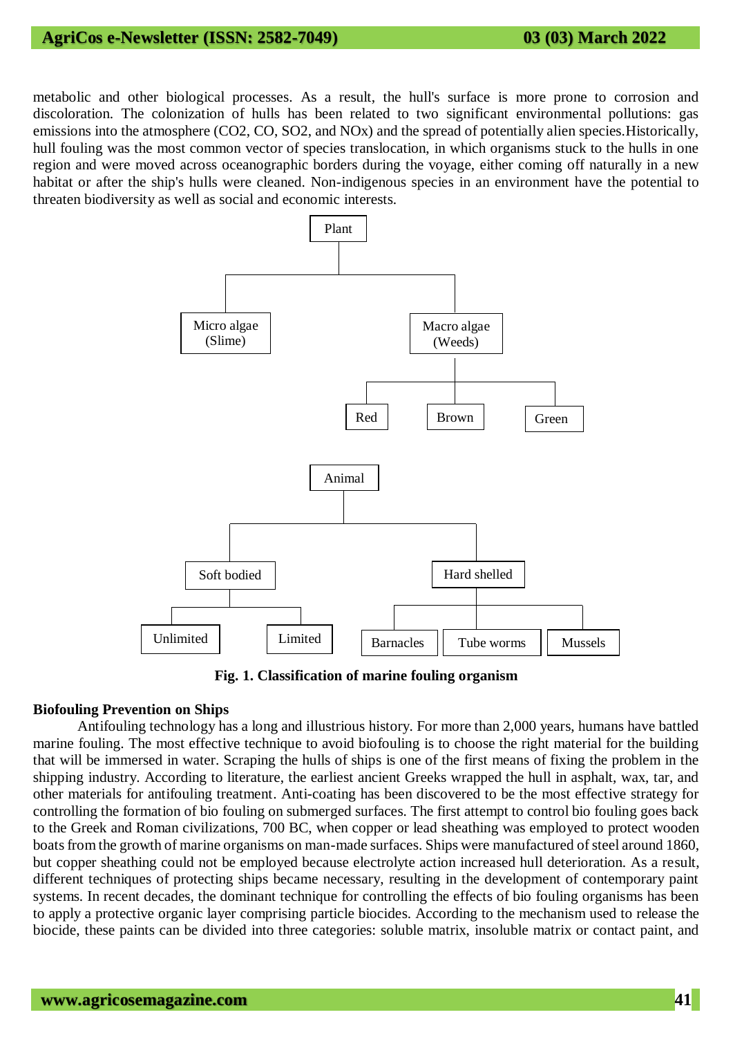metabolic and other biological processes. As a result, the hull's surface is more prone to corrosion and discoloration. The colonization of hulls has been related to two significant environmental pollutions: gas emissions into the atmosphere ($CO_2$, CO, $SO_2$, and NOx) and the spread of potentially alien species.Historically, hull fouling was the most common vector of species translocation, in which organisms stuck to the hulls in one region and were moved across oceanographic borders during the voyage, either coming off naturally in a new habitat or after the ship's hulls were cleaned. Non-indigenous species in an environment have the potential to threaten biodiversity as well as social and economic interests.

- Plant
  - Micro algae (Slime)
  - Macro algae (Weeds)
    - Red
    - Brown
    - Green
- Animal
  - Soft bodied
    - Unlimited
    - Limited
  - Hard shelled
    - Barnacles
    - Tube worms
    - Mussels

**Fig. 1. Classification of marine fouling organism**

**Biofouling Prevention on Ships**

Antifouling technology has a long and illustrious history. For more than 2,000 years, humans have battled marine fouling. The most effective technique to avoid biofouling is to choose the right material for the building that will be immersed in water. Scraping the hulls of ships is one of the first means of fixing the problem in the shipping industry. According to literature, the earliest ancient Greeks wrapped the hull in asphalt, wax, tar, and other materials for antifouling treatment. Anti-coating has been discovered to be the most effective strategy for controlling the formation of bio fouling on submerged surfaces. The first attempt to control bio fouling goes back to the Greek and Roman civilizations, 700 BC, when copper or lead sheathing was employed to protect wooden boats from the growth of marine organisms on man-made surfaces. Ships were manufactured of steel around 1860, but copper sheathing could not be employed because electrolyte action increased hull deterioration. As a result, different techniques of protecting ships became necessary, resulting in the development of contemporary paint systems. In recent decades, the dominant technique for controlling the effects of bio fouling organisms has been to apply a protective organic layer comprising particle biocides. According to the mechanism used to release the biocide, these paints can be divided into three categories: soluble matrix, insoluble matrix or contact paint, and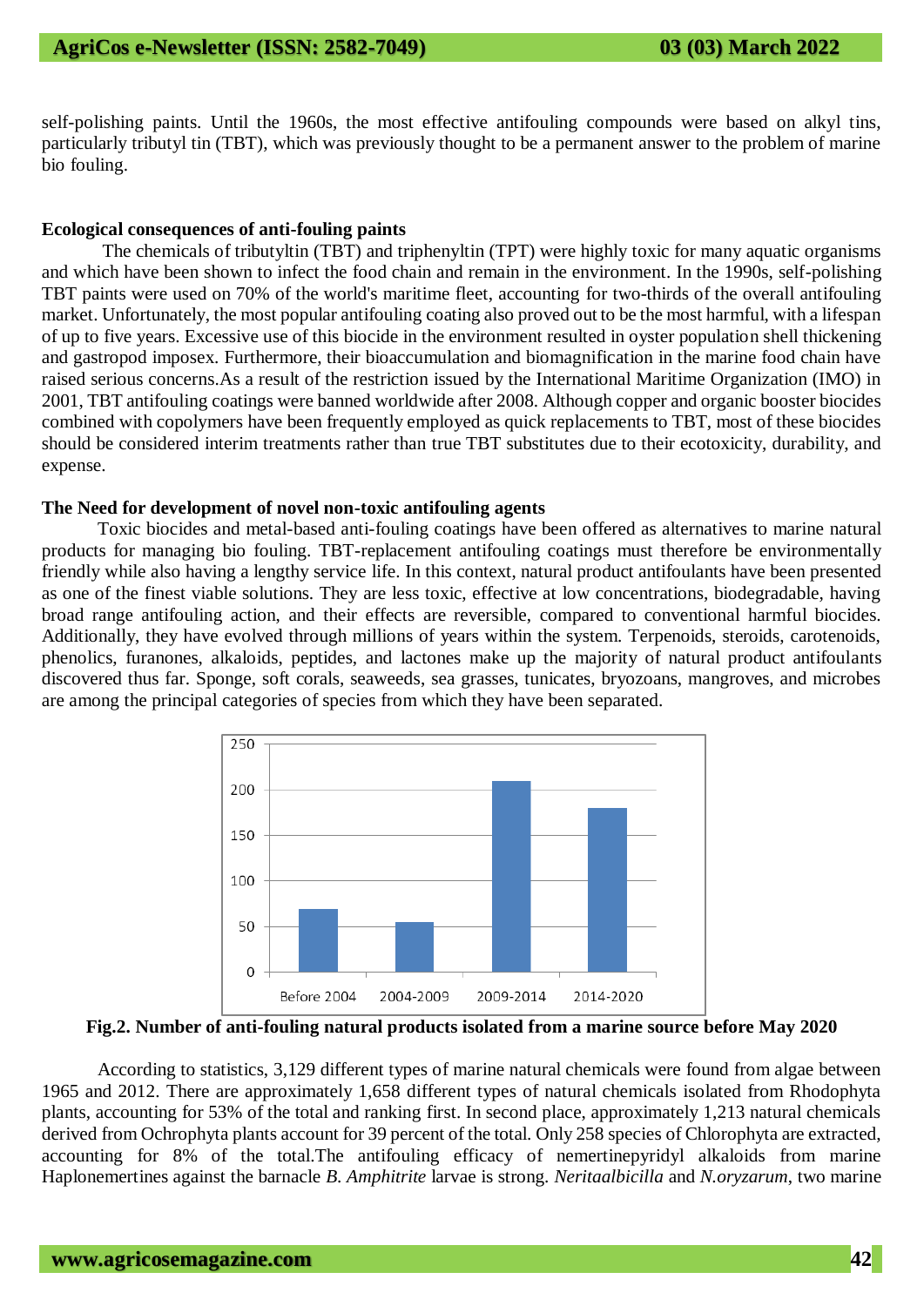self-polishing paints. Until the 1960s, the most effective antifouling compounds were based on alkyl tins, particularly tributyl tin (TBT), which was previously thought to be a permanent answer to the problem of marine bio fouling.

**Ecological consequences of anti-fouling paints**

The chemicals of tributyltin (TBT) and triphenyltin (TPT) were highly toxic for many aquatic organisms and which have been shown to infect the food chain and remain in the environment. In the 1990s, self-polishing TBT paints were used on 70% of the world's maritime fleet, accounting for two-thirds of the overall antifouling market. Unfortunately, the most popular antifouling coating also proved out to be the most harmful, with a lifespan of up to five years. Excessive use of this biocide in the environment resulted in oyster population shell thickening and gastropod imposex. Furthermore, their bioaccumulation and biomagnification in the marine food chain have raised serious concerns.As a result of the restriction issued by the International Maritime Organization (IMO) in 2001, TBT antifouling coatings were banned worldwide after 2008. Although copper and organic booster biocides combined with copolymers have been frequently employed as quick replacements to TBT, most of these biocides should be considered interim treatments rather than true TBT substitutes due to their ecotoxicity, durability, and expense.

**The Need for development of novel non-toxic antifouling agents**

Toxic biocides and metal-based anti-fouling coatings have been offered as alternatives to marine natural products for managing bio fouling. TBT-replacement antifouling coatings must therefore be environmentally friendly while also having a lengthy service life. In this context, natural product antifoulants have been presented as one of the finest viable solutions. They are less toxic, effective at low concentrations, biodegradable, having broad range antifouling action, and their effects are reversible, compared to conventional harmful biocides. Additionally, they have evolved through millions of years within the system. Terpenoids, steroids, carotenoids, phenolics, furanones, alkaloids, peptides, and lactones make up the majority of natural product antifoulants discovered thus far. Sponge, soft corals, seaweeds, sea grasses, tunicates, bryozoans, mangroves, and microbes are among the principal categories of species from which they have been separated.

| Period | Number |
|---|---|
| Before 2004 | ~68 |
| 2004-2009 | ~54 |
| 2009-2014 | ~209 |
| 2014-2020 | ~179 |

**Fig.2. Number of anti-fouling natural products isolated from a marine source before May 2020**

According to statistics, 3,129 different types of marine natural chemicals were found from algae between 1965 and 2012. There are approximately 1,658 different types of natural chemicals isolated from Rhodophyta plants, accounting for 53% of the total and ranking first. In second place, approximately 1,213 natural chemicals derived from Ochrophyta plants account for 39 percent of the total. Only 258 species of Chlorophyta are extracted, accounting for 8% of the total.The antifouling efficacy of nemertinepyridyl alkaloids from marine Haplonemertines against the barnacle *B. Amphitrite* larvae is strong. *Neritaalbicilla* and *N.oryzarum*, two marine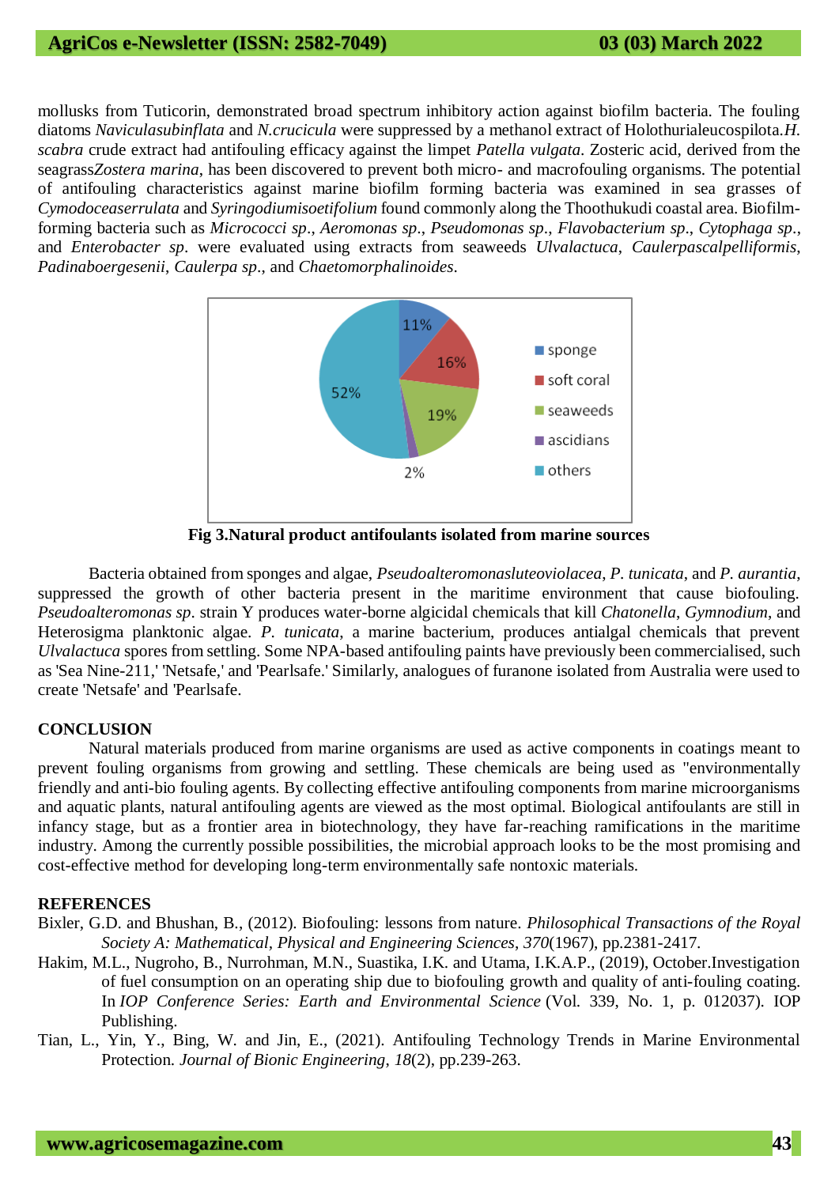mollusks from Tuticorin, demonstrated broad spectrum inhibitory action against biofilm bacteria. The fouling diatoms *Naviculasubinflata* and *N.crucicula* were suppressed by a methanol extract of Holothurialeucospilota.*H. scabra* crude extract had antifouling efficacy against the limpet *Patella vulgata*. Zosteric acid, derived from the seagrass*Zostera marina*, has been discovered to prevent both micro- and macrofouling organisms. The potential of antifouling characteristics against marine biofilm forming bacteria was examined in sea grasses of *Cymodoceaserrulata* and *Syringodiumisoetifolium* found commonly along the Thoothukudi coastal area. Biofilm-forming bacteria such as *Micrococci sp*., *Aeromonas sp*., *Pseudomonas sp*., *Flavobacterium sp*., *Cytophaga sp*., and *Enterobacter sp*. were evaluated using extracts from seaweeds *Ulvalactuca*, *Caulerpascalpelliformis*, *Padinaboergesenii*, *Caulerpa sp*., and *Chaetomorphalinoides*.

11%
16%
52%
19%
2%

sponge
soft coral
seaweeds
ascidians
others

**Fig 3.Natural product antifoulants isolated from marine sources**

Bacteria obtained from sponges and algae, *Pseudoalteromonasluteoviolacea*, *P. tunicata*, and *P. aurantia*, suppressed the growth of other bacteria present in the maritime environment that cause biofouling. *Pseudoalteromonas sp*. strain Y produces water-borne algicidal chemicals that kill *Chatonella*, *Gymnodium*, and Heterosigma planktonic algae. *P. tunicata*, a marine bacterium, produces antialgal chemicals that prevent *Ulvalactuca* spores from settling. Some NPA-based antifouling paints have previously been commercialised, such as 'Sea Nine-211,' 'Netsafe,' and 'Pearlsafe.' Similarly, analogues of furanone isolated from Australia were used to create 'Netsafe' and 'Pearlsafe.

## CONCLUSION

Natural materials produced from marine organisms are used as active components in coatings meant to prevent fouling organisms from growing and settling. These chemicals are being used as "environmentally friendly and anti-bio fouling agents. By collecting effective antifouling components from marine microorganisms and aquatic plants, natural antifouling agents are viewed as the most optimal. Biological antifoulants are still in infancy stage, but as a frontier area in biotechnology, they have far-reaching ramifications in the maritime industry. Among the currently possible possibilities, the microbial approach looks to be the most promising and cost-effective method for developing long-term environmentally safe nontoxic materials.

## REFERENCES

Bixler, G.D. and Bhushan, B., (2012). Biofouling: lessons from nature. *Philosophical Transactions of the Royal Society A: Mathematical, Physical and Engineering Sciences*, *370*(1967), pp.2381-2417.

Hakim, M.L., Nugroho, B., Nurrohman, M.N., Suastika, I.K. and Utama, I.K.A.P., (2019), October.Investigation of fuel consumption on an operating ship due to biofouling growth and quality of anti-fouling coating. In *IOP Conference Series: Earth and Environmental Science* (Vol. 339, No. 1, p. 012037). IOP Publishing.

Tian, L., Yin, Y., Bing, W. and Jin, E., (2021). Antifouling Technology Trends in Marine Environmental Protection. *Journal of Bionic Engineering*, *18*(2), pp.239-263.